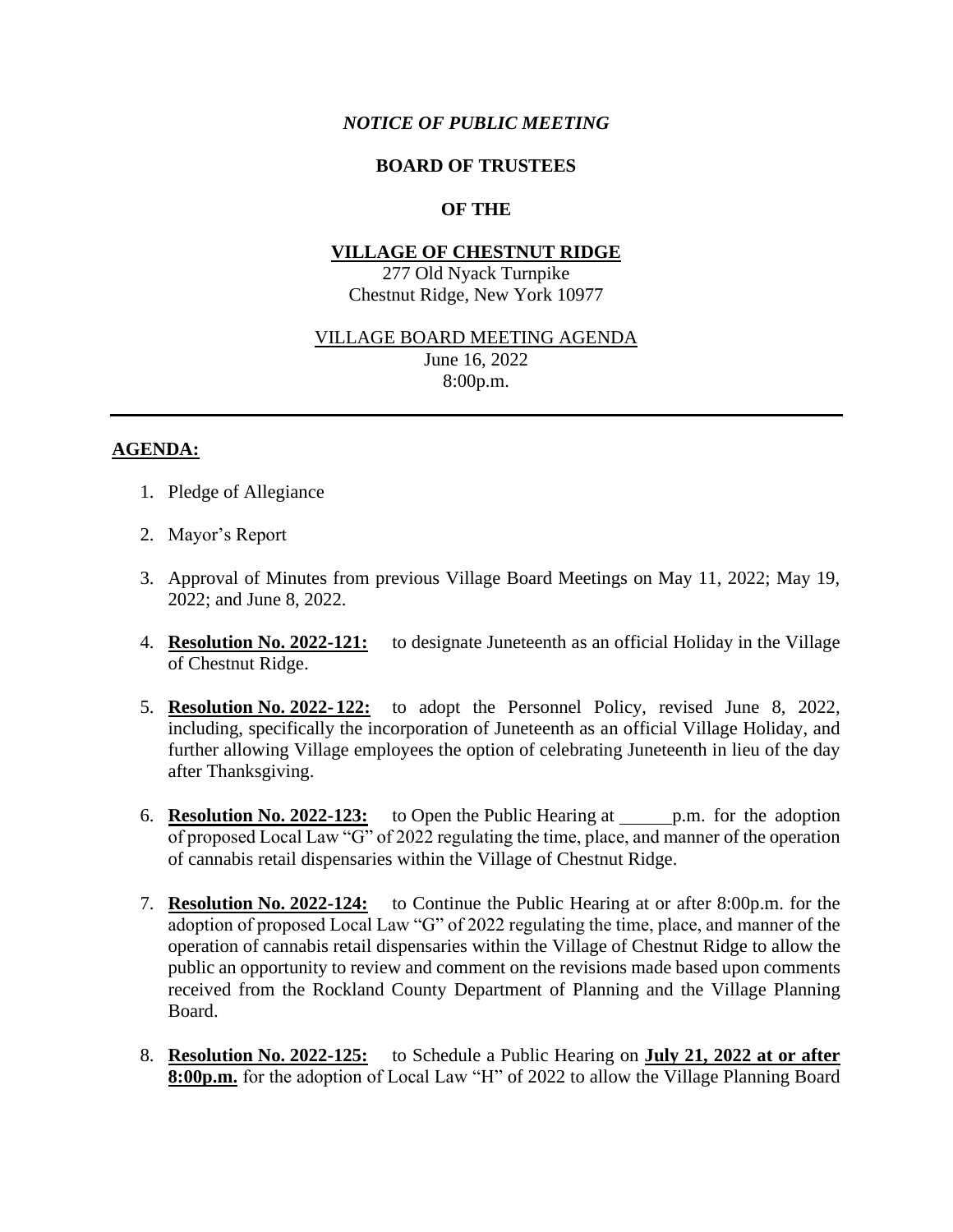*NOTICE OF PUBLIC MEETING*

**BOARD OF TRUSTEES**

**OF THE**

**VILLAGE OF CHESTNUT RIDGE**

277 Old Nyack Turnpike
Chestnut Ridge, New York 10977

VILLAGE BOARD MEETING AGENDA
June 16, 2022
8:00p.m.

---

**AGENDA:**

1. Pledge of Allegiance

2. Mayor's Report

3. Approval of Minutes from previous Village Board Meetings on May 11, 2022; May 19, 2022; and June 8, 2022.

4. **Resolution No. 2022-121:** to designate Juneteenth as an official Holiday in the Village of Chestnut Ridge.

5. **Resolution No. 2022-122:** to adopt the Personnel Policy, revised June 8, 2022, including, specifically the incorporation of Juneteenth as an official Village Holiday, and further allowing Village employees the option of celebrating Juneteenth in lieu of the day after Thanksgiving.

6. **Resolution No. 2022-123:** to Open the Public Hearing at ______p.m. for the adoption of proposed Local Law "G" of 2022 regulating the time, place, and manner of the operation of cannabis retail dispensaries within the Village of Chestnut Ridge.

7. **Resolution No. 2022-124:** to Continue the Public Hearing at or after 8:00p.m. for the adoption of proposed Local Law "G" of 2022 regulating the time, place, and manner of the operation of cannabis retail dispensaries within the Village of Chestnut Ridge to allow the public an opportunity to review and comment on the revisions made based upon comments received from the Rockland County Department of Planning and the Village Planning Board.

8. **Resolution No. 2022-125:** to Schedule a Public Hearing on **July 21, 2022 at or after 8:00p.m.** for the adoption of Local Law "H" of 2022 to allow the Village Planning Board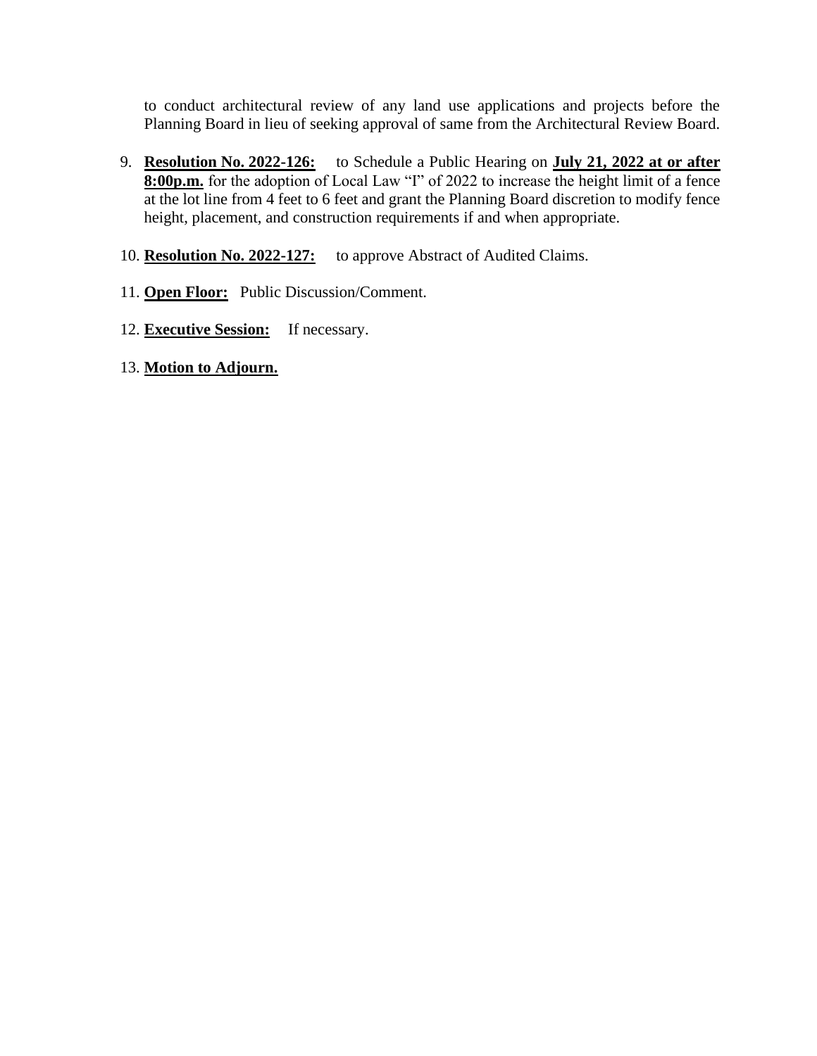to conduct architectural review of any land use applications and projects before the Planning Board in lieu of seeking approval of same from the Architectural Review Board.

9. **Resolution No. 2022-126:** to Schedule a Public Hearing on **July 21, 2022 at or after 8:00p.m.** for the adoption of Local Law "I" of 2022 to increase the height limit of a fence at the lot line from 4 feet to 6 feet and grant the Planning Board discretion to modify fence height, placement, and construction requirements if and when appropriate.

10. **Resolution No. 2022-127:** to approve Abstract of Audited Claims.

11. **Open Floor:** Public Discussion/Comment.

12. **Executive Session:** If necessary.

13. **Motion to Adjourn.**